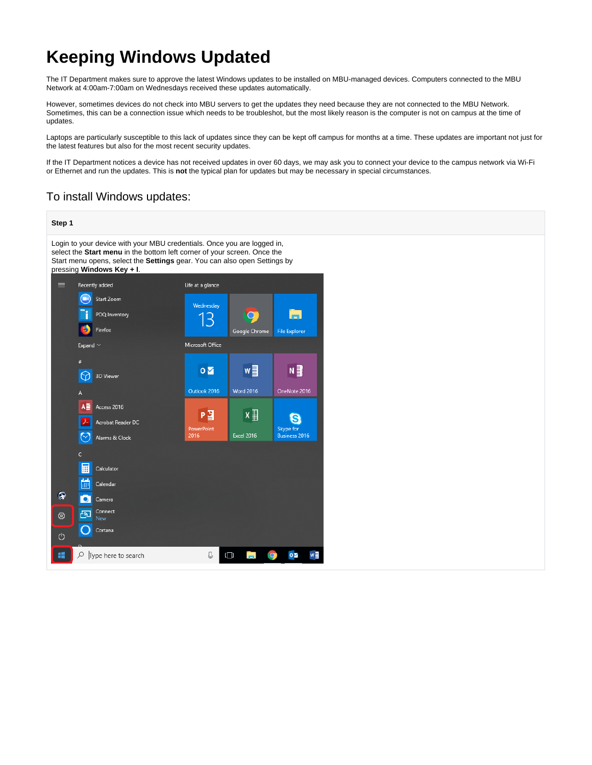# Keeping Windows Updated

The IT Department makes sure to approve the latest Windows updates to be installed on MBU-managed devices. Computers connected to the MBU Network at 4:00am-7:00am on Wednesdays received these updates automatically.

However, sometimes devices do not check into MBU servers to get the updates they need because they are not connected to the MBU Network. Sometimes, this can be a connection issue which needs to be troubleshot, but the most likely reason is the computer is not on campus at the time of updates.

Laptops are particularly susceptible to this lack of updates since they can be kept off campus for months at a time. These updates are important not just for the latest features but also for the most recent security updates.

If the IT Department notices a device has not received updates in over 60 days, we may ask you to connect your device to the campus network via Wi-Fi or Ethernet and run the updates. This is **not** the typical plan for updates but may be necessary in special circumstances.

## To install Windows updates:

**Step 1**

Login to your device with your MBU credentials. Once you are logged in, select the **Start menu** in the bottom left corner of your screen. Once the Start menu opens, select the **Settings** gear. You can also open Settings by pressing **Windows Key + I**.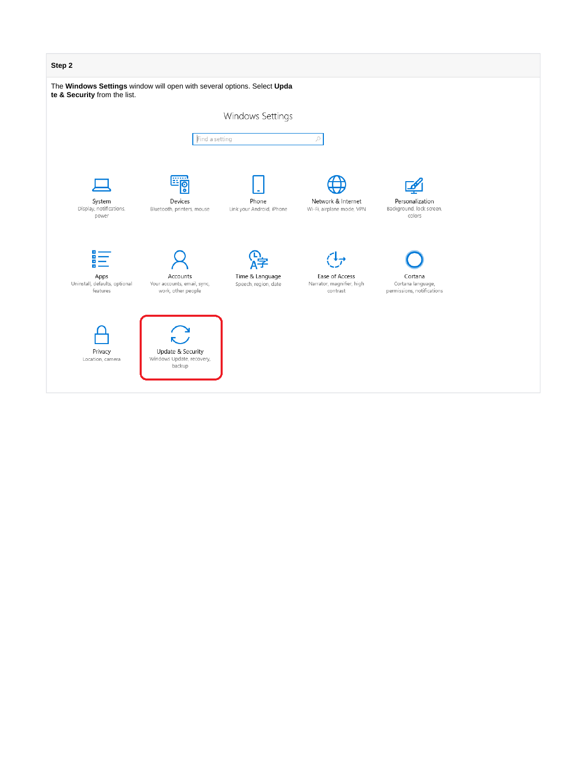**Step 2**

The **Windows Settings** window will open with several options. Select **Update & Security** from the list.

Windows Settings

Find a setting

System
Display, notifications, power

Devices
Bluetooth, printers, mouse

Phone
Link your Android, iPhone

Network & Internet
Wi-Fi, airplane mode, VPN

Personalization
Background, lock screen, colors

Apps
Uninstall, defaults, optional features

Accounts
Your accounts, email, sync, work, other people

Time & Language
Speech, region, date

Ease of Access
Narrator, magnifier, high contrast

Cortana
Cortana language, permissions, notifications

Privacy
Location, camera

Update & Security
Windows Update, recovery, backup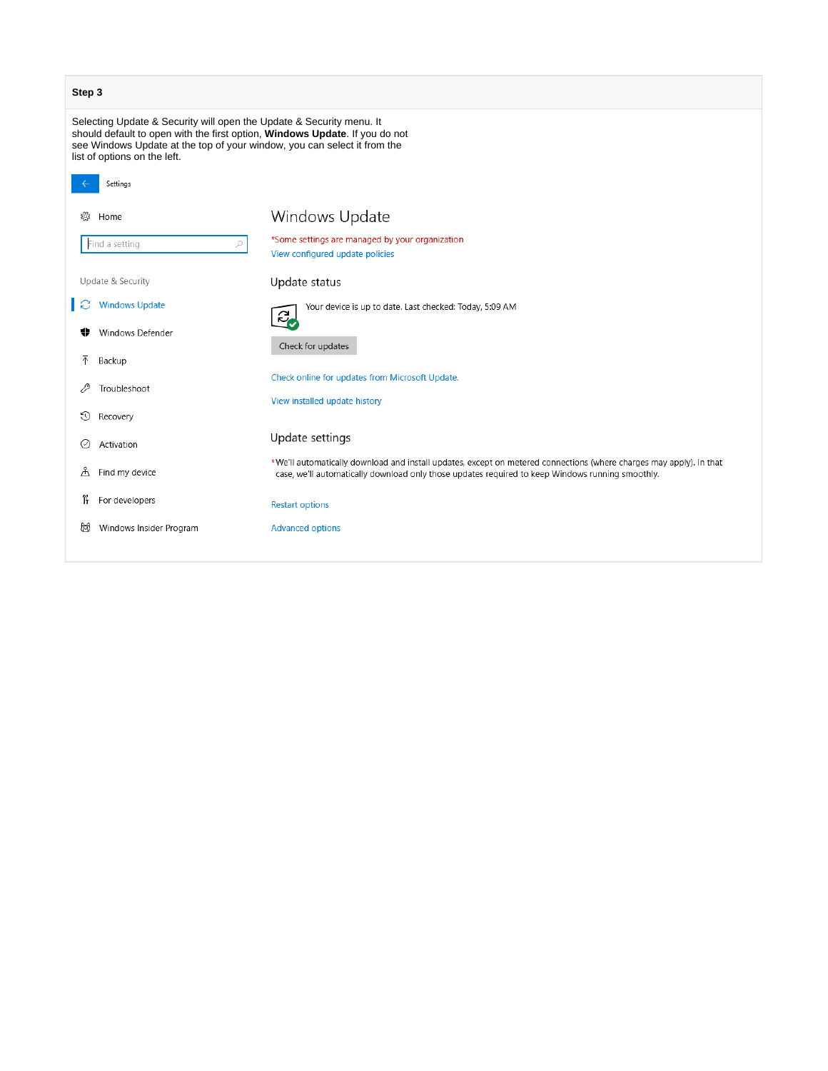**Step 3**

Selecting Update & Security will open the Update & Security menu. It should default to open with the first option, **Windows Update**. If you do not see Windows Update at the top of your window, you can select it from the list of options on the left.

Settings

Home

Find a setting

Update & Security

Windows Update

Windows Defender

Backup

Troubleshoot

Recovery

Activation

Find my device

For developers

Windows Insider Program

## Windows Update

*Some settings are managed by your organization

View configured update policies

### Update status

Your device is up to date. Last checked: Today, 5:09 AM

Check for updates

Check online for updates from Microsoft Update.

View installed update history

### Update settings

*We'll automatically download and install updates, except on metered connections (where charges may apply). In that case, we'll automatically download only those updates required to keep Windows running smoothly.

Restart options

Advanced options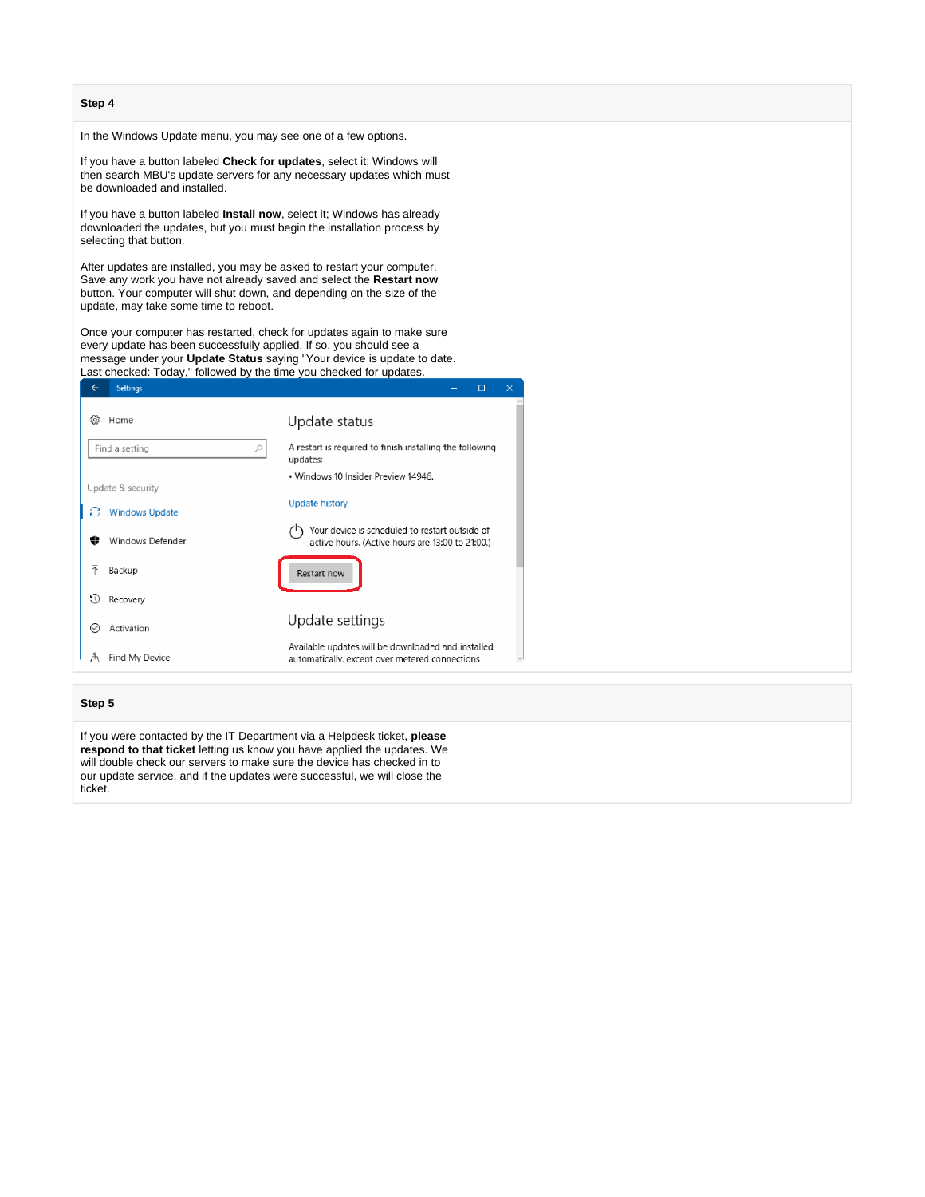### Step 4

In the Windows Update menu, you may see one of a few options.

If you have a button labeled **Check for updates**, select it; Windows will then search MBU's update servers for any necessary updates which must be downloaded and installed.

If you have a button labeled **Install now**, select it; Windows has already downloaded the updates, but you must begin the installation process by selecting that button.

After updates are installed, you may be asked to restart your computer. Save any work you have not already saved and select the **Restart now** button. Your computer will shut down, and depending on the size of the update, may take some time to reboot.

Once your computer has restarted, check for updates again to make sure every update has been successfully applied. If so, you should see a message under your **Update Status** saying "Your device is update to date. Last checked: Today," followed by the time you checked for updates.

### Step 5

If you were contacted by the IT Department via a Helpdesk ticket, **please respond to that ticket** letting us know you have applied the updates. We will double check our servers to make sure the device has checked in to our update service, and if the updates were successful, we will close the ticket.